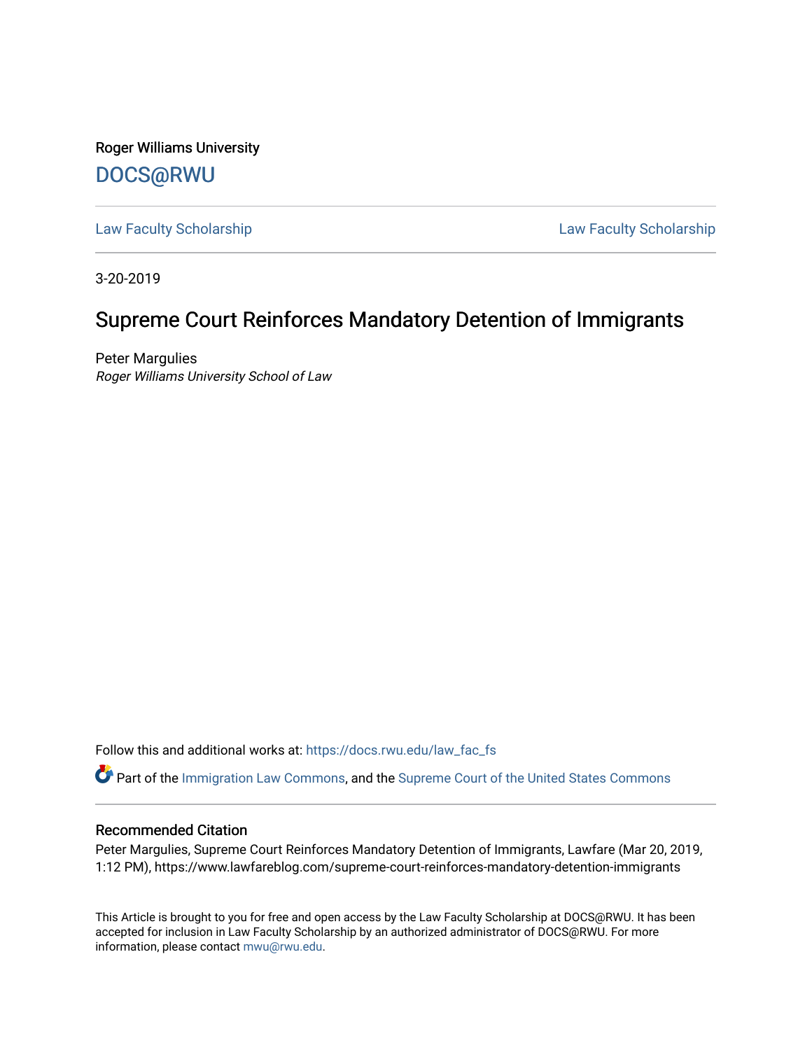Roger Williams University

DOCS@RWU

Law Faculty Scholarship | Law Faculty Scholarship

3-20-2019

# Supreme Court Reinforces Mandatory Detention of Immigrants

Peter Margulies
*Roger Williams University School of Law*

Follow this and additional works at: https://docs.rwu.edu/law_fac_fs

Part of the Immigration Law Commons, and the Supreme Court of the United States Commons

## Recommended Citation

Peter Margulies, Supreme Court Reinforces Mandatory Detention of Immigrants, Lawfare (Mar 20, 2019, 1:12 PM), https://www.lawfareblog.com/supreme-court-reinforces-mandatory-detention-immigrants

This Article is brought to you for free and open access by the Law Faculty Scholarship at DOCS@RWU. It has been accepted for inclusion in Law Faculty Scholarship by an authorized administrator of DOCS@RWU. For more information, please contact mwu@rwu.edu.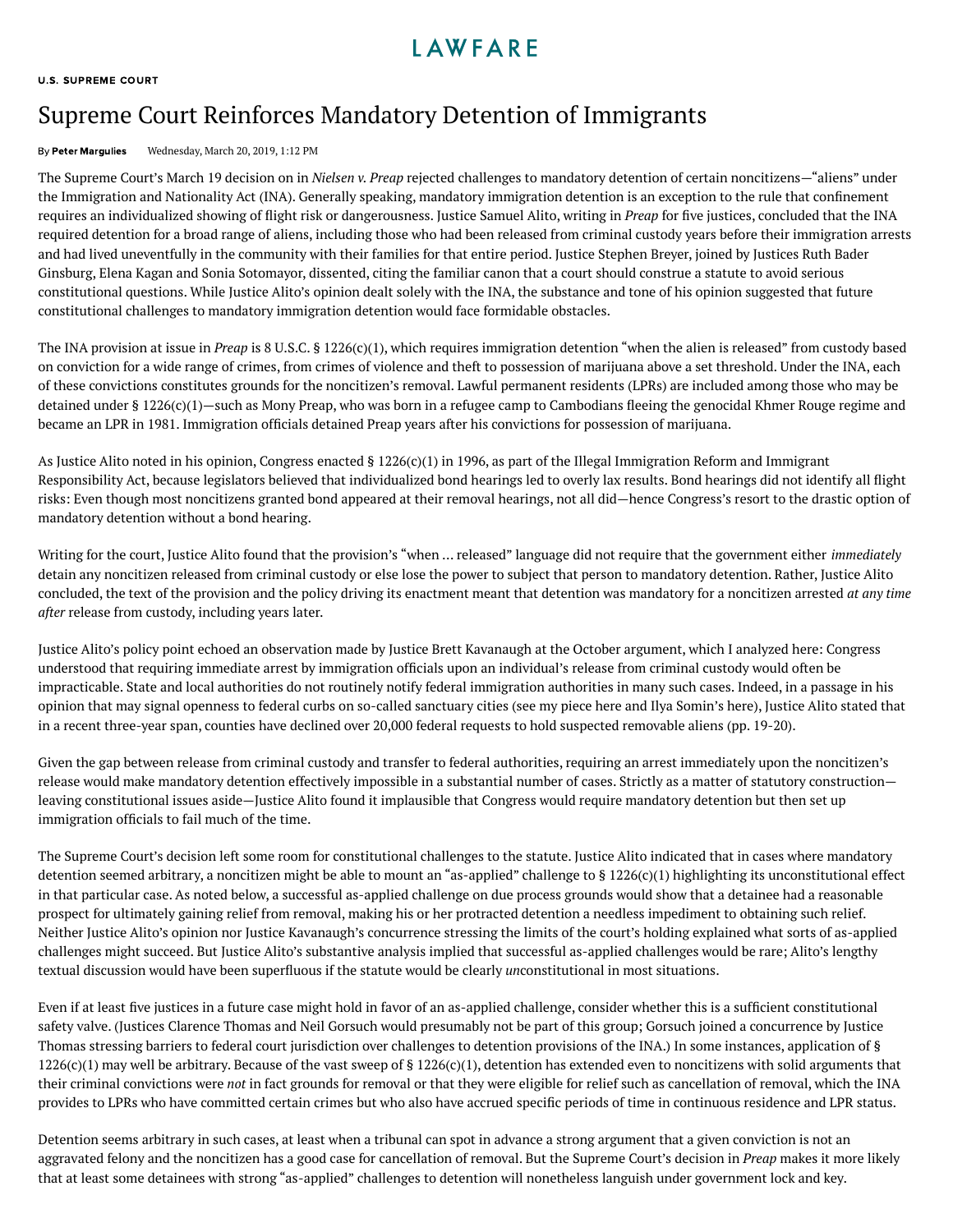LAWFARE

**U.S. SUPREME COURT**

# Supreme Court Reinforces Mandatory Detention of Immigrants

By **Peter Margulies** Wednesday, March 20, 2019, 1:12 PM

The Supreme Court's March 19 decision on in *Nielsen v. Preap* rejected challenges to mandatory detention of certain noncitizens—"aliens" under the Immigration and Nationality Act (INA). Generally speaking, mandatory immigration detention is an exception to the rule that confinement requires an individualized showing of flight risk or dangerousness. Justice Samuel Alito, writing in *Preap* for five justices, concluded that the INA required detention for a broad range of aliens, including those who had been released from criminal custody years before their immigration arrests and had lived uneventfully in the community with their families for that entire period. Justice Stephen Breyer, joined by Justices Ruth Bader Ginsburg, Elena Kagan and Sonia Sotomayor, dissented, citing the familiar canon that a court should construe a statute to avoid serious constitutional questions. While Justice Alito's opinion dealt solely with the INA, the substance and tone of his opinion suggested that future constitutional challenges to mandatory immigration detention would face formidable obstacles.

The INA provision at issue in *Preap* is 8 U.S.C. § 1226(c)(1), which requires immigration detention "when the alien is released" from custody based on conviction for a wide range of crimes, from crimes of violence and theft to possession of marijuana above a set threshold. Under the INA, each of these convictions constitutes grounds for the noncitizen's removal. Lawful permanent residents (LPRs) are included among those who may be detained under § 1226(c)(1)—such as Mony Preap, who was born in a refugee camp to Cambodians fleeing the genocidal Khmer Rouge regime and became an LPR in 1981. Immigration officials detained Preap years after his convictions for possession of marijuana.

As Justice Alito noted in his opinion, Congress enacted § 1226(c)(1) in 1996, as part of the Illegal Immigration Reform and Immigrant Responsibility Act, because legislators believed that individualized bond hearings led to overly lax results. Bond hearings did not identify all flight risks: Even though most noncitizens granted bond appeared at their removal hearings, not all did—hence Congress's resort to the drastic option of mandatory detention without a bond hearing.

Writing for the court, Justice Alito found that the provision's "when … released" language did not require that the government either *immediately* detain any noncitizen released from criminal custody or else lose the power to subject that person to mandatory detention. Rather, Justice Alito concluded, the text of the provision and the policy driving its enactment meant that detention was mandatory for a noncitizen arrested *at any time after* release from custody, including years later.

Justice Alito's policy point echoed an observation made by Justice Brett Kavanaugh at the October argument, which I analyzed here: Congress understood that requiring immediate arrest by immigration officials upon an individual's release from criminal custody would often be impracticable. State and local authorities do not routinely notify federal immigration authorities in many such cases. Indeed, in a passage in his opinion that may signal openness to federal curbs on so-called sanctuary cities (see my piece here and Ilya Somin's here), Justice Alito stated that in a recent three-year span, counties have declined over 20,000 federal requests to hold suspected removable aliens (pp. 19-20).

Given the gap between release from criminal custody and transfer to federal authorities, requiring an arrest immediately upon the noncitizen's release would make mandatory detention effectively impossible in a substantial number of cases. Strictly as a matter of statutory construction—leaving constitutional issues aside—Justice Alito found it implausible that Congress would require mandatory detention but then set up immigration officials to fail much of the time.

The Supreme Court's decision left some room for constitutional challenges to the statute. Justice Alito indicated that in cases where mandatory detention seemed arbitrary, a noncitizen might be able to mount an "as-applied" challenge to § 1226(c)(1) highlighting its unconstitutional effect in that particular case. As noted below, a successful as-applied challenge on due process grounds would show that a detainee had a reasonable prospect for ultimately gaining relief from removal, making his or her protracted detention a needless impediment to obtaining such relief. Neither Justice Alito's opinion nor Justice Kavanaugh's concurrence stressing the limits of the court's holding explained what sorts of as-applied challenges might succeed. But Justice Alito's substantive analysis implied that successful as-applied challenges would be rare; Alito's lengthy textual discussion would have been superfluous if the statute would be clearly *un*constitutional in most situations.

Even if at least five justices in a future case might hold in favor of an as-applied challenge, consider whether this is a sufficient constitutional safety valve. (Justices Clarence Thomas and Neil Gorsuch would presumably not be part of this group; Gorsuch joined a concurrence by Justice Thomas stressing barriers to federal court jurisdiction over challenges to detention provisions of the INA.) In some instances, application of § 1226(c)(1) may well be arbitrary. Because of the vast sweep of § 1226(c)(1), detention has extended even to noncitizens with solid arguments that their criminal convictions were *not* in fact grounds for removal or that they were eligible for relief such as cancellation of removal, which the INA provides to LPRs who have committed certain crimes but who also have accrued specific periods of time in continuous residence and LPR status.

Detention seems arbitrary in such cases, at least when a tribunal can spot in advance a strong argument that a given conviction is not an aggravated felony and the noncitizen has a good case for cancellation of removal. But the Supreme Court's decision in *Preap* makes it more likely that at least some detainees with strong "as-applied" challenges to detention will nonetheless languish under government lock and key.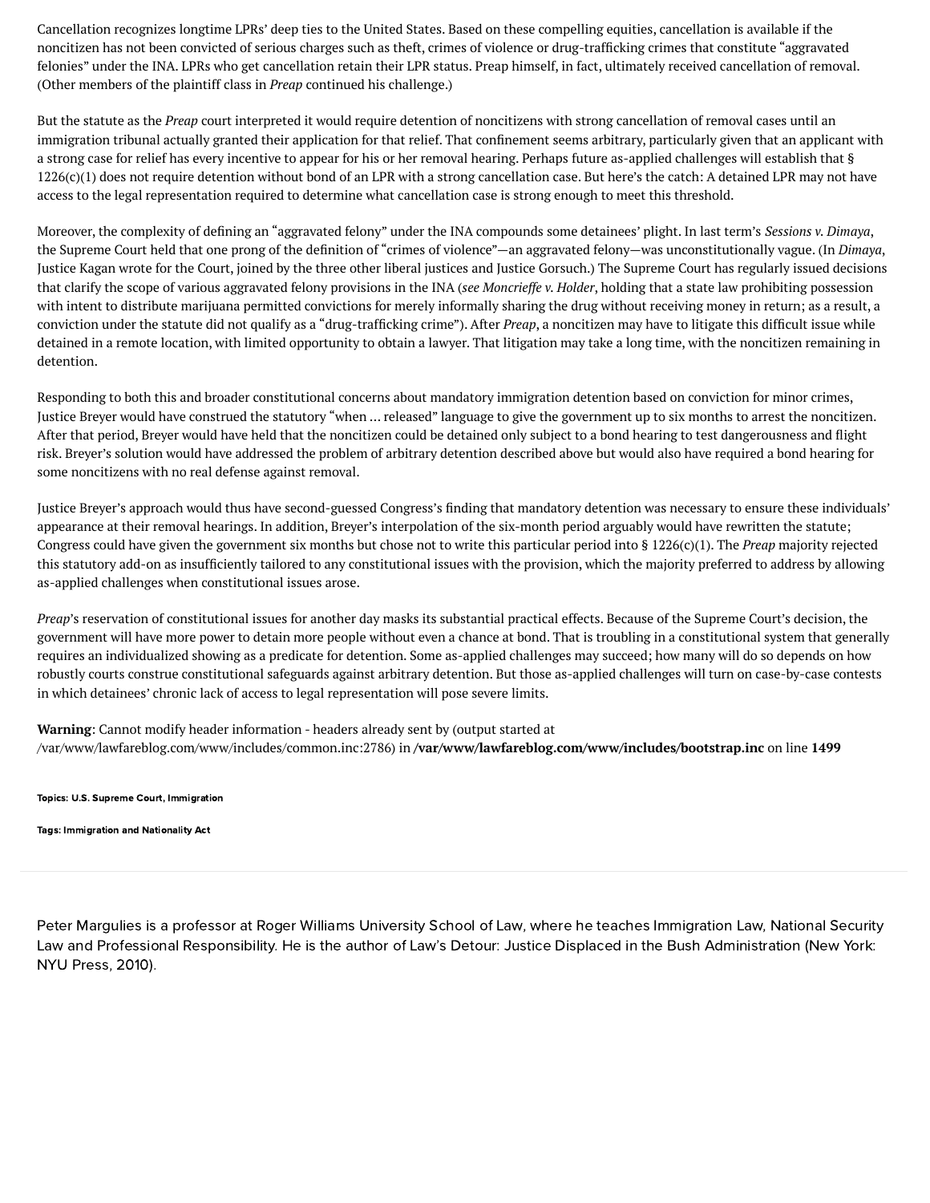Cancellation recognizes longtime LPRs' deep ties to the United States. Based on these compelling equities, cancellation is available if the noncitizen has not been convicted of serious charges such as theft, crimes of violence or drug-trafficking crimes that constitute "aggravated felonies" under the INA. LPRs who get cancellation retain their LPR status. Preap himself, in fact, ultimately received cancellation of removal. (Other members of the plaintiff class in *Preap* continued his challenge.)

But the statute as the *Preap* court interpreted it would require detention of noncitizens with strong cancellation of removal cases until an immigration tribunal actually granted their application for that relief. That confinement seems arbitrary, particularly given that an applicant with a strong case for relief has every incentive to appear for his or her removal hearing. Perhaps future as-applied challenges will establish that § 1226(c)(1) does not require detention without bond of an LPR with a strong cancellation case. But here's the catch: A detained LPR may not have access to the legal representation required to determine what cancellation case is strong enough to meet this threshold.

Moreover, the complexity of defining an "aggravated felony" under the INA compounds some detainees' plight. In last term's *Sessions v. Dimaya*, the Supreme Court held that one prong of the definition of "crimes of violence"—an aggravated felony—was unconstitutionally vague. (In *Dimaya*, Justice Kagan wrote for the Court, joined by the three other liberal justices and Justice Gorsuch.) The Supreme Court has regularly issued decisions that clarify the scope of various aggravated felony provisions in the INA (*see Moncrieffe v. Holder*, holding that a state law prohibiting possession with intent to distribute marijuana permitted convictions for merely informally sharing the drug without receiving money in return; as a result, a conviction under the statute did not qualify as a "drug-trafficking crime"). After *Preap*, a noncitizen may have to litigate this difficult issue while detained in a remote location, with limited opportunity to obtain a lawyer. That litigation may take a long time, with the noncitizen remaining in detention.

Responding to both this and broader constitutional concerns about mandatory immigration detention based on conviction for minor crimes, Justice Breyer would have construed the statutory "when ... released" language to give the government up to six months to arrest the noncitizen. After that period, Breyer would have held that the noncitizen could be detained only subject to a bond hearing to test dangerousness and flight risk. Breyer's solution would have addressed the problem of arbitrary detention described above but would also have required a bond hearing for some noncitizens with no real defense against removal.

Justice Breyer's approach would thus have second-guessed Congress's finding that mandatory detention was necessary to ensure these individuals' appearance at their removal hearings. In addition, Breyer's interpolation of the six-month period arguably would have rewritten the statute; Congress could have given the government six months but chose not to write this particular period into § 1226(c)(1). The *Preap* majority rejected this statutory add-on as insufficiently tailored to any constitutional issues with the provision, which the majority preferred to address by allowing as-applied challenges when constitutional issues arose.

*Preap*'s reservation of constitutional issues for another day masks its substantial practical effects. Because of the Supreme Court's decision, the government will have more power to detain more people without even a chance at bond. That is troubling in a constitutional system that generally requires an individualized showing as a predicate for detention. Some as-applied challenges may succeed; how many will do so depends on how robustly courts construe constitutional safeguards against arbitrary detention. But those as-applied challenges will turn on case-by-case contests in which detainees' chronic lack of access to legal representation will pose severe limits.

**Warning**: Cannot modify header information - headers already sent by (output started at /var/www/lawfareblog.com/www/includes/common.inc:2786) in **/var/www/lawfareblog.com/www/includes/bootstrap.inc** on line **1499**

**Topics: U.S. Supreme Court, Immigration**

**Tags: Immigration and Nationality Act**

Peter Margulies is a professor at Roger Williams University School of Law, where he teaches Immigration Law, National Security Law and Professional Responsibility. He is the author of Law's Detour: Justice Displaced in the Bush Administration (New York: NYU Press, 2010).